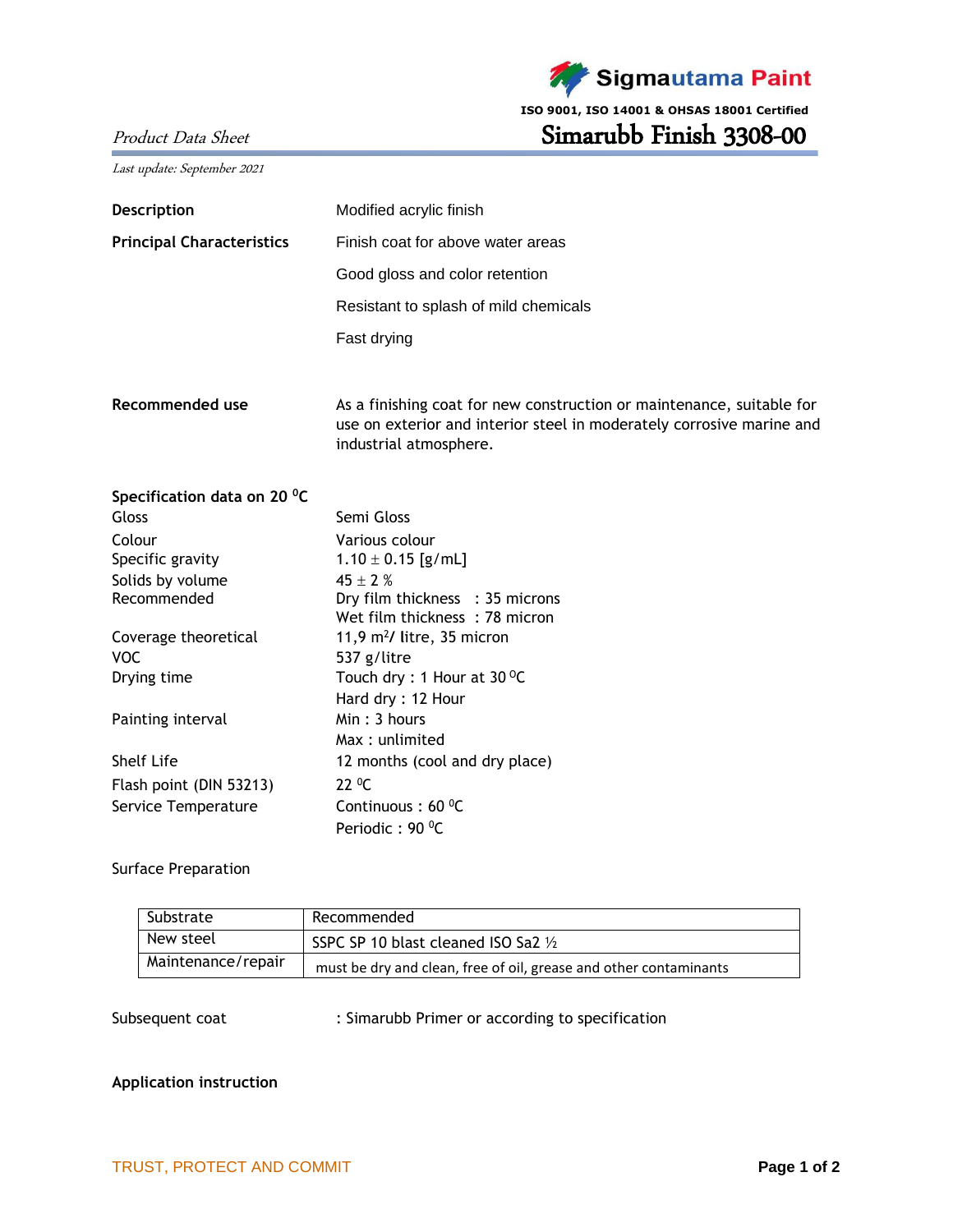Sigmautama Paint

ISO 9001, ISO 14001 & OHSAS 18001 Certified

*Product Data Sheet*

# Simarubb Finish 3308-00

*Last update: September 2021*

**Description** — Modified acrylic finish

**Principal Characteristics**
- Finish coat for above water areas
- Good gloss and color retention
- Resistant to splash of mild chemicals
- Fast drying

**Recommended use** — As a finishing coat for new construction or maintenance, suitable for use on exterior and interior steel in moderately corrosive marine and industrial atmosphere.

**Specification data on 20 $^0$C**

| | |
|---|---|
| Gloss | Semi Gloss |
| Colour | Various colour |
| Specific gravity | 1.10 ± 0.15 [g/mL] |
| Solids by volume | 45 ± 2 % |
| Recommended | Dry film thickness : 35 microns<br>Wet film thickness : 78 micron |
| Coverage theoretical | 11,9 $m^2$/ litre, 35 micron |
| VOC | 537 g/litre |
| Drying time | Touch dry : 1 Hour at 30 $^0$C<br>Hard dry : 12 Hour |
| Painting interval | Min : 3 hours<br>Max : unlimited |
| Shelf Life | 12 months (cool and dry place) |
| Flash point (DIN 53213) | 22 $^0$C |
| Service Temperature | Continuous : 60 $^0$C<br>Periodic : 90 $^0$C |

Surface Preparation

| Substrate | Recommended |
|---|---|
| New steel | SSPC SP 10 blast cleaned ISO Sa2 ½ |
| Maintenance/repair | must be dry and clean, free of oil, grease and other contaminants |

Subsequent coat : Simarubb Primer or according to specification

**Application instruction**

TRUST, PROTECT AND COMMIT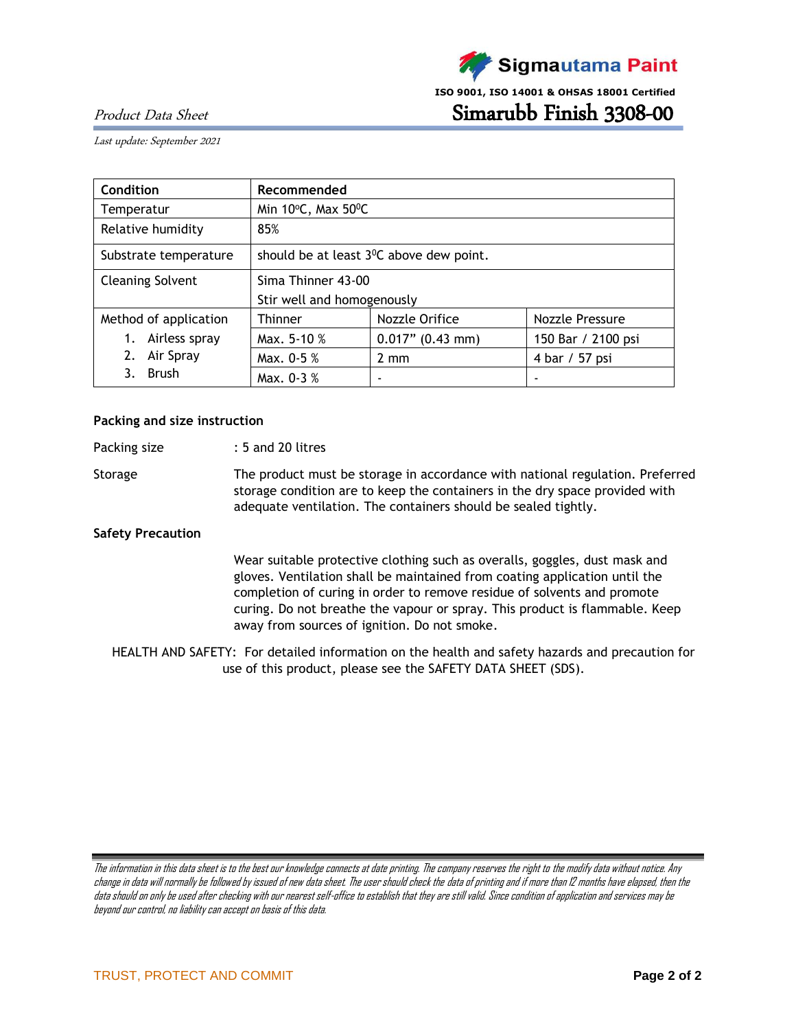| Condition | Recommended | | |
|---|---|---|---|
| Temperatur | Min 10ºC, Max 50ºC | | |
| Relative humidity | 85% | | |
| Substrate temperature | should be at least 3ºC above dew point. | | |
| Cleaning Solvent | Sima Thinner 43-00<br>Stir well and homogenously | | |
| Method of application | Thinner | Nozzle Orifice | Nozzle Pressure |
| 1. Airless spray | Max. 5-10 % | 0.017" (0.43 mm) | 150 Bar / 2100 psi |
| 2. Air Spray | Max. 0-5 % | 2 mm | 4 bar / 57 psi |
| 3. Brush | Max. 0-3 % | - | - |

**Packing and size instruction**

Packing size : 5 and 20 litres

Storage The product must be storage in accordance with national regulation. Preferred storage condition are to keep the containers in the dry space provided with adequate ventilation. The containers should be sealed tightly.

**Safety Precaution**

Wear suitable protective clothing such as overalls, goggles, dust mask and gloves. Ventilation shall be maintained from coating application until the completion of curing in order to remove residue of solvents and promote curing. Do not breathe the vapour or spray. This product is flammable. Keep away from sources of ignition. Do not smoke.

HEALTH AND SAFETY: For detailed information on the health and safety hazards and precaution for use of this product, please see the SAFETY DATA SHEET (SDS).

*The information in this data sheet is to the best our knowledge connects at date printing. The company reserves the right to the modify data without notice. Any change in data will normally be followed by issued of new data sheet. The user should check the data of printing and if more than 12 months have elapsed, then the data should on only be used after checking with our nearest self-office to establish that they are still valid. Since condition of application and services may be beyond our control, no liability can accept on basis of this data.*

TRUST, PROTECT AND COMMIT